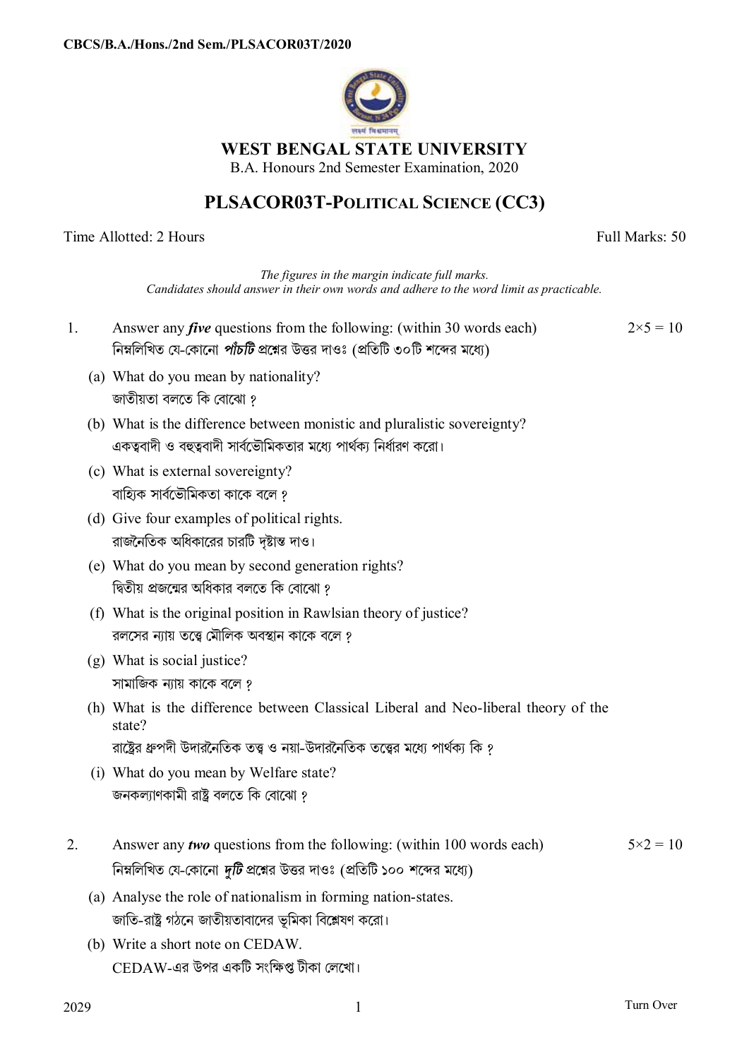CBCS/B.A./Hons./2nd Sem./PLSACOR03T/2020

# WEST BENGAL STATE UNIVERSITY

B.A. Honours 2nd Semester Examination, 2020

## PLSACOR03T-POLITICAL SCIENCE (CC3)

Time Allotted: 2 Hours | Full Marks: 50

*The figures in the margin indicate full marks.*
*Candidates should answer in their own words and adhere to the word limit as practicable.*

1. Answer any ***five*** questions from the following: (within 30 words each) — 2×5 = 10
নিম্নলিখিত যে-কোনো ***পাঁচটি*** প্রশ্নের উত্তর দাওঃ (প্রতিটি ৩০টি শব্দের মধ্যে)

   (a) What do you mean by nationality?
   জাতীয়তা বলতে কি বোঝো ?

   (b) What is the difference between monistic and pluralistic sovereignty?
   একত্ববাদী ও বহুত্ববাদী সার্বভৌমিকতার মধ্যে পার্থক্য নির্ধারণ করো।

   (c) What is external sovereignty?
   বাহ্যিক সার্বভৌমিকতা কাকে বলে ?

   (d) Give four examples of political rights.
   রাজনৈতিক অধিকারের চারটি দৃষ্টান্ত দাও।

   (e) What do you mean by second generation rights?
   দ্বিতীয় প্রজন্মের অধিকার বলতে কি বোঝো ?

   (f) What is the original position in Rawlsian theory of justice?
   রলসের ন্যায় তত্ত্বে মৌলিক অবস্থান কাকে বলে ?

   (g) What is social justice?
   সামাজিক ন্যায় কাকে বলে ?

   (h) What is the difference between Classical Liberal and Neo-liberal theory of the state?
   রাষ্ট্রের ধ্রুপদী উদারনৈতিক তত্ত্ব ও নয়া-উদারনৈতিক তত্ত্বের মধ্যে পার্থক্য কি ?

   (i) What do you mean by Welfare state?
   জনকল্যাণকামী রাষ্ট্র বলতে কি বোঝো ?

2. Answer any ***two*** questions from the following: (within 100 words each) — 5×2 = 10
নিম্নলিখিত যে-কোনো ***দুটি*** প্রশ্নের উত্তর দাওঃ (প্রতিটি ১০০ শব্দের মধ্যে)

   (a) Analyse the role of nationalism in forming nation-states.
   জাতি-রাষ্ট্র গঠনে জাতীয়তাবাদের ভূমিকা বিশ্লেষণ করো।

   (b) Write a short note on CEDAW.
   CEDAW-এর উপর একটি সংক্ষিপ্ত টীকা লেখো।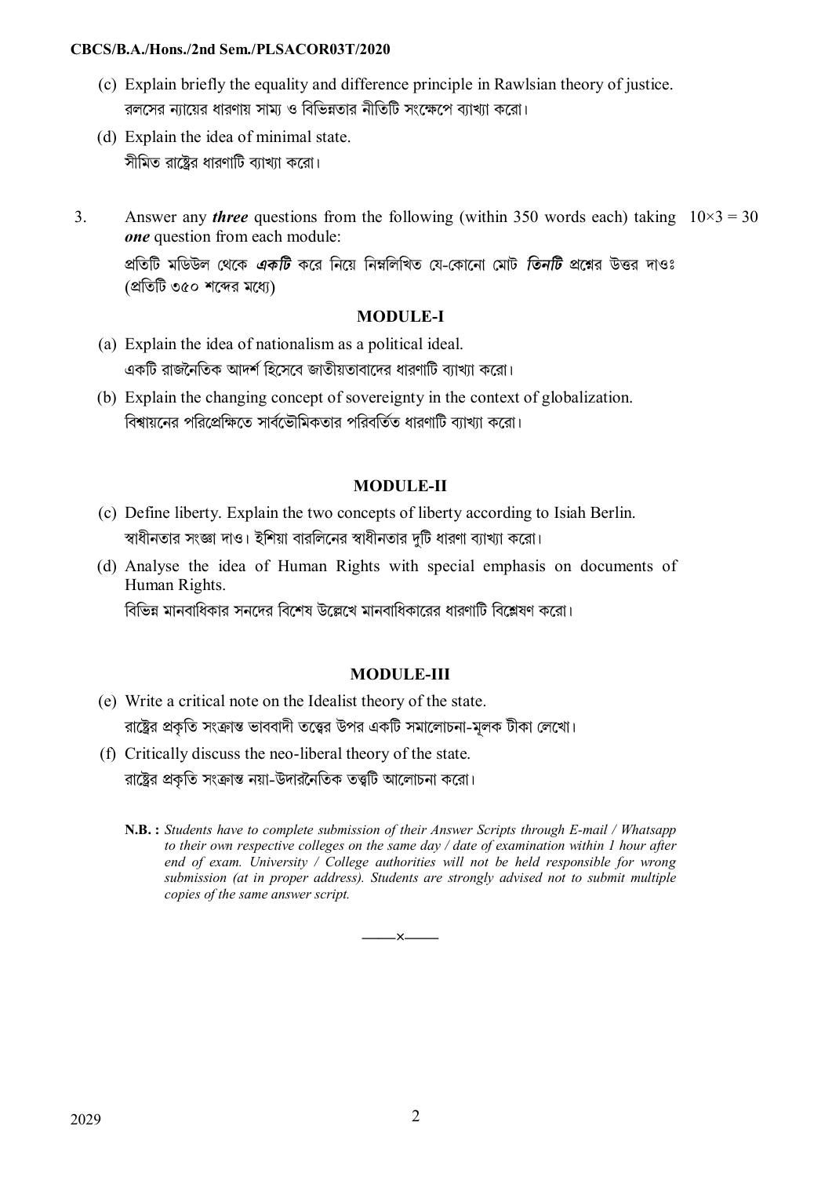(c) Explain briefly the equality and difference principle in Rawlsian theory of justice.
রলসের ন্যায়ের ধারণায় সাম্য ও বিভিন্নতার নীতিটি সংক্ষেপে ব্যাখ্যা করো।

(d) Explain the idea of minimal state.
সীমিত রাষ্ট্রের ধারণাটি ব্যাখ্যা করো।

3. Answer any ***three*** questions from the following (within 350 words each) taking ***one*** question from each module: 10×3 = 30

প্রতিটি মডিউল থেকে ***একটি*** করে নিয়ে নিম্নলিখিত যে-কোনো মোট ***তিনটি*** প্রশ্নের উত্তর দাওঃ (প্রতিটি ৩৫০ শব্দের মধ্যে)

## MODULE-I

(a) Explain the idea of nationalism as a political ideal.
একটি রাজনৈতিক আদর্শ হিসেবে জাতীয়তাবাদের ধারণাটি ব্যাখ্যা করো।

(b) Explain the changing concept of sovereignty in the context of globalization.
বিশ্বায়নের পরিপ্রেক্ষিতে সার্বভৌমিকতার পরিবর্তিত ধারণাটি ব্যাখ্যা করো।

## MODULE-II

(c) Define liberty. Explain the two concepts of liberty according to Isiah Berlin.
স্বাধীনতার সংজ্ঞা দাও। ইশিয়া বারলিনের স্বাধীনতার দুটি ধারণা ব্যাখ্যা করো।

(d) Analyse the idea of Human Rights with special emphasis on documents of Human Rights.
বিভিন্ন মানবাধিকার সনদের বিশেষ উল্লেখে মানবাধিকারের ধারণাটি বিশ্লেষণ করো।

## MODULE-III

(e) Write a critical note on the Idealist theory of the state.
রাষ্ট্রের প্রকৃতি সংক্রান্ত ভাববাদী তত্ত্বের উপর একটি সমালোচনা-মূলক টীকা লেখো।

(f) Critically discuss the neo-liberal theory of the state.
রাষ্ট্রের প্রকৃতি সংক্রান্ত নয়া-উদারনৈতিক তত্ত্বটি আলোচনা করো।

**N.B. :** *Students have to complete submission of their Answer Scripts through E-mail / Whatsapp to their own respective colleges on the same day / date of examination within 1 hour after end of exam. University / College authorities will not be held responsible for wrong submission (at in proper address). Students are strongly advised not to submit multiple copies of the same answer script.*

——×——